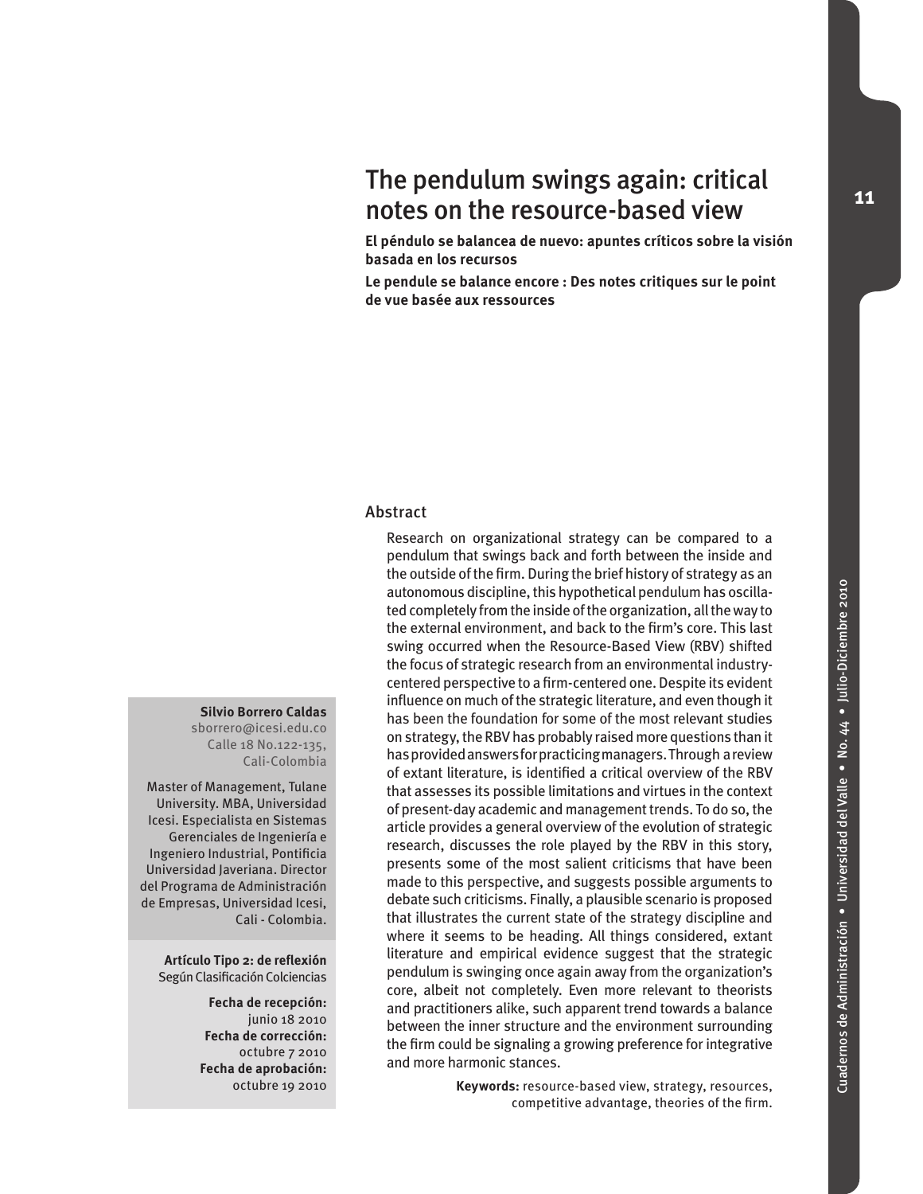# The pendulum swings again: critical notes on the resource-based view

**El péndulo se balancea de nuevo: apuntes críticos sobre la visión basada en los recursos**

**Le pendule se balance encore : Des notes critiques sur le point de vue basée aux ressources**

**Silvio Borrero Caldas**
sborrero@icesi.edu.co
Calle 18 No.122-135,
Cali-Colombia

Master of Management, Tulane University. MBA, Universidad Icesi. Especialista en Sistemas Gerenciales de Ingeniería e Ingeniero Industrial, Pontificia Universidad Javeriana. Director del Programa de Administración de Empresas, Universidad Icesi, Cali - Colombia.

**Artículo Tipo 2: de reflexión**
Según Clasificación Colciencias

**Fecha de recepción:** junio 18 2010
**Fecha de corrección:** octubre 7 2010
**Fecha de aprobación:** octubre 19 2010

## Abstract

Research on organizational strategy can be compared to a pendulum that swings back and forth between the inside and the outside of the firm. During the brief history of strategy as an autonomous discipline, this hypothetical pendulum has oscillated completely from the inside of the organization, all the way to the external environment, and back to the firm's core. This last swing occurred when the Resource-Based View (RBV) shifted the focus of strategic research from an environmental industry-centered perspective to a firm-centered one. Despite its evident influence on much of the strategic literature, and even though it has been the foundation for some of the most relevant studies on strategy, the RBV has probably raised more questions than it has provided answers for practicing managers. Through a review of extant literature, is identified a critical overview of the RBV that assesses its possible limitations and virtues in the context of present-day academic and management trends. To do so, the article provides a general overview of the evolution of strategic research, discusses the role played by the RBV in this story, presents some of the most salient criticisms that have been made to this perspective, and suggests possible arguments to debate such criticisms. Finally, a plausible scenario is proposed that illustrates the current state of the strategy discipline and where it seems to be heading. All things considered, extant literature and empirical evidence suggest that the strategic pendulum is swinging once again away from the organization's core, albeit not completely. Even more relevant to theorists and practitioners alike, such apparent trend towards a balance between the inner structure and the environment surrounding the firm could be signaling a growing preference for integrative and more harmonic stances.

**Keywords:** resource-based view, strategy, resources, competitive advantage, theories of the firm.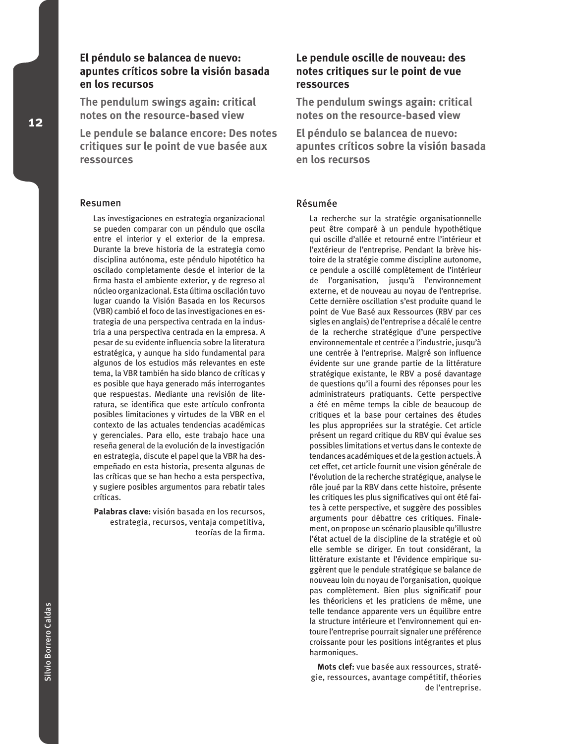## El péndulo se balancea de nuevo: apuntes críticos sobre la visión basada en los recursos

**The pendulum swings again: critical notes on the resource-based view**

**Le pendule se balance encore: Des notes critiques sur le point de vue basée aux ressources**

### Resumen

Las investigaciones en estrategia organizacional se pueden comparar con un péndulo que oscila entre el interior y el exterior de la empresa. Durante la breve historia de la estrategia como disciplina autónoma, este péndulo hipotético ha oscilado completamente desde el interior de la firma hasta el ambiente exterior, y de regreso al núcleo organizacional. Esta última oscilación tuvo lugar cuando la Visión Basada en los Recursos (VBR) cambió el foco de las investigaciones en estrategia de una perspectiva centrada en la industria a una perspectiva centrada en la empresa. A pesar de su evidente influencia sobre la literatura estratégica, y aunque ha sido fundamental para algunos de los estudios más relevantes en este tema, la VBR también ha sido blanco de críticas y es posible que haya generado más interrogantes que respuestas. Mediante una revisión de literatura, se identifica que este artículo confronta posibles limitaciones y virtudes de la VBR en el contexto de las actuales tendencias académicas y gerenciales. Para ello, este trabajo hace una reseña general de la evolución de la investigación en estrategia, discute el papel que la VBR ha desempeñado en esta historia, presenta algunas de las críticas que se han hecho a esta perspectiva, y sugiere posibles argumentos para rebatir tales críticas.

**Palabras clave:** visión basada en los recursos, estrategia, recursos, ventaja competitiva, teorías de la firma.

## Le pendule oscille de nouveau: des notes critiques sur le point de vue ressources

**The pendulum swings again: critical notes on the resource-based view**

**El péndulo se balancea de nuevo: apuntes críticos sobre la visión basada en los recursos**

### Résumée

La recherche sur la stratégie organisationnelle peut être comparé à un pendule hypothétique qui oscille d'allée et retourné entre l'intérieur et l'extérieur de l'entreprise. Pendant la brève histoire de la stratégie comme discipline autonome, ce pendule a oscillé complètement de l'intérieur de l'organisation, jusqu'à l'environnement externe, et de nouveau au noyau de l'entreprise. Cette dernière oscillation s'est produite quand le point de Vue Basé aux Ressources (RBV par ces sigles en anglais) de l'entreprise a décalé le centre de la recherche stratégique d'une perspective environnementale et centrée a l'industrie, jusqu'à une centrée à l'entreprise. Malgré son influence évidente sur une grande partie de la littérature stratégique existante, le RBV a posé davantage de questions qu'il a fourni des réponses pour les administrateurs pratiquants. Cette perspective a été en même temps la cible de beaucoup de critiques et la base pour certaines des études les plus appropriées sur la stratégie. Cet article présent un regard critique du RBV qui évalue ses possibles limitations et vertus dans le contexte de tendances académiques et de la gestion actuels. À cet effet, cet article fournit une vision générale de l'évolution de la recherche stratégique, analyse le rôle joué par la RBV dans cette histoire, présente les critiques les plus significatives qui ont été faites à cette perspective, et suggère des possibles arguments pour débattre ces critiques. Finalement, on propose un scénario plausible qu'illustre l'état actuel de la discipline de la stratégie et où elle semble se diriger. En tout considérant, la littérature existante et l'évidence empirique suggèrent que le pendule stratégique se balance de nouveau loin du noyau de l'organisation, quoique pas complètement. Bien plus significatif pour les théoriciens et les praticiens de même, une telle tendance apparente vers un équilibre entre la structure intérieure et l'environnement qui entoure l'entreprise pourrait signaler une préférence croissante pour les positions intégrantes et plus harmoniques.

**Mots clef:** vue basée aux ressources, stratégie, ressources, avantage compétitif, théories de l'entreprise.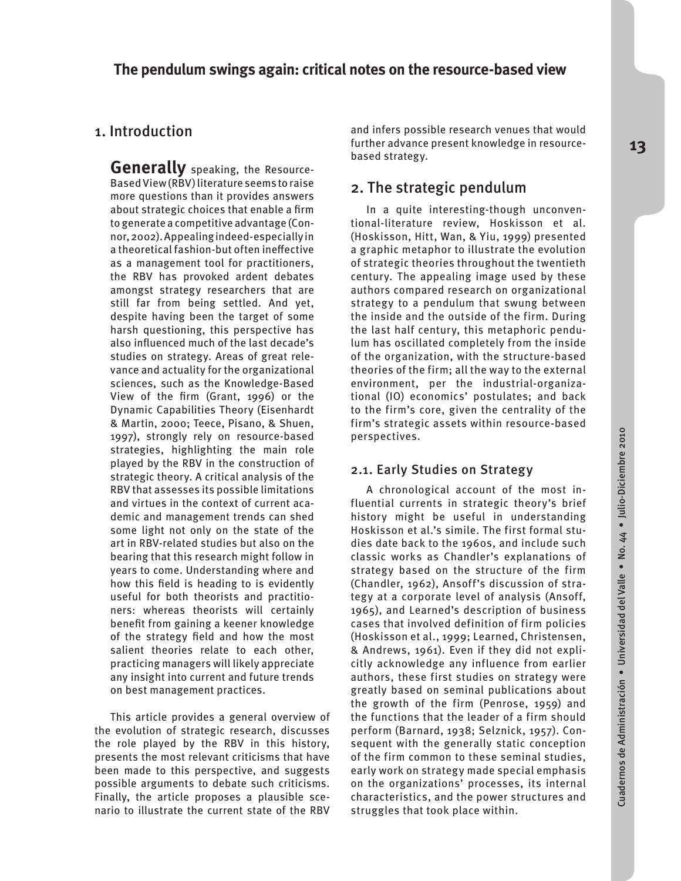## The pendulum swings again: critical notes on the resource-based view

## 1. Introduction

**Generally** speaking, the Resource-Based View (RBV) literature seems to raise more questions than it provides answers about strategic choices that enable a firm to generate a competitive advantage (Connor, 2002). Appealing indeed-especially in a theoretical fashion-but often ineffective as a management tool for practitioners, the RBV has provoked ardent debates amongst strategy researchers that are still far from being settled. And yet, despite having been the target of some harsh questioning, this perspective has also influenced much of the last decade's studies on strategy. Areas of great relevance and actuality for the organizational sciences, such as the Knowledge-Based View of the firm (Grant, 1996) or the Dynamic Capabilities Theory (Eisenhardt & Martin, 2000; Teece, Pisano, & Shuen, 1997), strongly rely on resource-based strategies, highlighting the main role played by the RBV in the construction of strategic theory. A critical analysis of the RBV that assesses its possible limitations and virtues in the context of current academic and management trends can shed some light not only on the state of the art in RBV-related studies but also on the bearing that this research might follow in years to come. Understanding where and how this field is heading to is evidently useful for both theorists and practitioners: whereas theorists will certainly benefit from gaining a keener knowledge of the strategy field and how the most salient theories relate to each other, practicing managers will likely appreciate any insight into current and future trends on best management practices.

This article provides a general overview of the evolution of strategic research, discusses the role played by the RBV in this history, presents the most relevant criticisms that have been made to this perspective, and suggests possible arguments to debate such criticisms. Finally, the article proposes a plausible scenario to illustrate the current state of the RBV and infers possible research venues that would further advance present knowledge in resource-based strategy.

## 2. The strategic pendulum

In a quite interesting-though unconventional-literature review, Hoskisson et al. (Hoskisson, Hitt, Wan, & Yiu, 1999) presented a graphic metaphor to illustrate the evolution of strategic theories throughout the twentieth century. The appealing image used by these authors compared research on organizational strategy to a pendulum that swung between the inside and the outside of the firm. During the last half century, this metaphoric pendulum has oscillated completely from the inside of the organization, with the structure-based theories of the firm; all the way to the external environment, per the industrial-organizational (IO) economics' postulates; and back to the firm's core, given the centrality of the firm's strategic assets within resource-based perspectives.

### 2.1. Early Studies on Strategy

A chronological account of the most influential currents in strategic theory's brief history might be useful in understanding Hoskisson et al.'s simile. The first formal studies date back to the 1960s, and include such classic works as Chandler's explanations of strategy based on the structure of the firm (Chandler, 1962), Ansoff's discussion of strategy at a corporate level of analysis (Ansoff, 1965), and Learned's description of business cases that involved definition of firm policies (Hoskisson et al., 1999; Learned, Christensen, & Andrews, 1961). Even if they did not explicitly acknowledge any influence from earlier authors, these first studies on strategy were greatly based on seminal publications about the growth of the firm (Penrose, 1959) and the functions that the leader of a firm should perform (Barnard, 1938; Selznick, 1957). Consequent with the generally static conception of the firm common to these seminal studies, early work on strategy made special emphasis on the organizations' processes, its internal characteristics, and the power structures and struggles that took place within.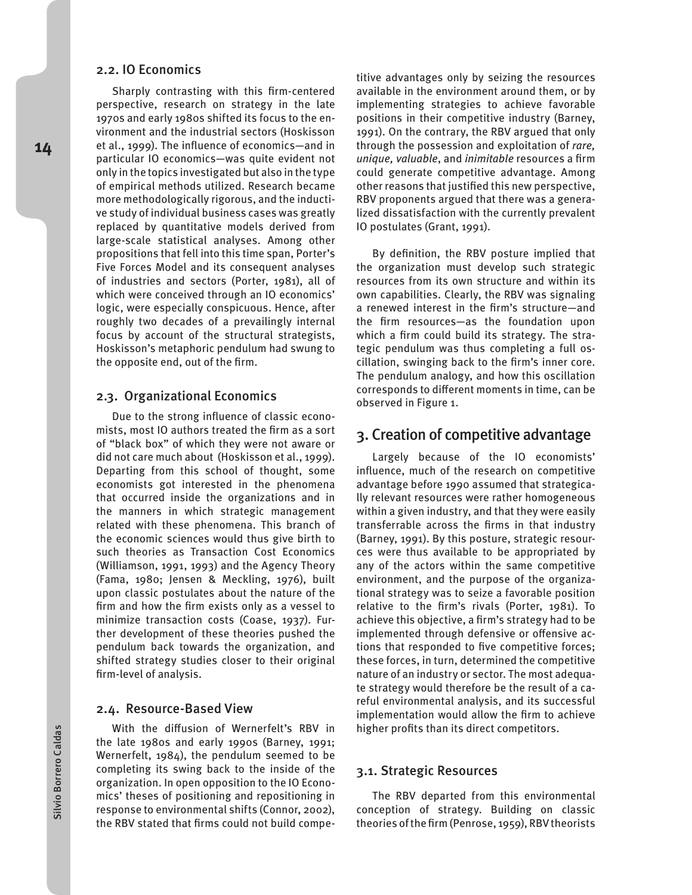## 2.2. IO Economics

Sharply contrasting with this firm-centered perspective, research on strategy in the late 1970s and early 1980s shifted its focus to the environment and the industrial sectors (Hoskisson et al., 1999). The influence of economics—and in particular IO economics—was quite evident not only in the topics investigated but also in the type of empirical methods utilized. Research became more methodologically rigorous, and the inductive study of individual business cases was greatly replaced by quantitative models derived from large-scale statistical analyses. Among other propositions that fell into this time span, Porter's Five Forces Model and its consequent analyses of industries and sectors (Porter, 1981), all of which were conceived through an IO economics' logic, were especially conspicuous. Hence, after roughly two decades of a prevailingly internal focus by account of the structural strategists, Hoskisson's metaphoric pendulum had swung to the opposite end, out of the firm.

## 2.3. Organizational Economics

Due to the strong influence of classic economists, most IO authors treated the firm as a sort of "black box" of which they were not aware or did not care much about (Hoskisson et al., 1999). Departing from this school of thought, some economists got interested in the phenomena that occurred inside the organizations and in the manners in which strategic management related with these phenomena. This branch of the economic sciences would thus give birth to such theories as Transaction Cost Economics (Williamson, 1991, 1993) and the Agency Theory (Fama, 1980; Jensen & Meckling, 1976), built upon classic postulates about the nature of the firm and how the firm exists only as a vessel to minimize transaction costs (Coase, 1937). Further development of these theories pushed the pendulum back towards the organization, and shifted strategy studies closer to their original firm-level of analysis.

## 2.4. Resource-Based View

With the diffusion of Wernerfelt's RBV in the late 1980s and early 1990s (Barney, 1991; Wernerfelt, 1984), the pendulum seemed to be completing its swing back to the inside of the organization. In open opposition to the IO Economics' theses of positioning and repositioning in response to environmental shifts (Connor, 2002), the RBV stated that firms could not build competitive advantages only by seizing the resources available in the environment around them, or by implementing strategies to achieve favorable positions in their competitive industry (Barney, 1991). On the contrary, the RBV argued that only through the possession and exploitation of *rare, unique, valuable*, and *inimitable* resources a firm could generate competitive advantage. Among other reasons that justified this new perspective, RBV proponents argued that there was a generalized dissatisfaction with the currently prevalent IO postulates (Grant, 1991).

By definition, the RBV posture implied that the organization must develop such strategic resources from its own structure and within its own capabilities. Clearly, the RBV was signaling a renewed interest in the firm's structure—and the firm resources—as the foundation upon which a firm could build its strategy. The strategic pendulum was thus completing a full oscillation, swinging back to the firm's inner core. The pendulum analogy, and how this oscillation corresponds to different moments in time, can be observed in Figure 1.

# 3. Creation of competitive advantage

Largely because of the IO economists' influence, much of the research on competitive advantage before 1990 assumed that strategically relevant resources were rather homogeneous within a given industry, and that they were easily transferrable across the firms in that industry (Barney, 1991). By this posture, strategic resources were thus available to be appropriated by any of the actors within the same competitive environment, and the purpose of the organizational strategy was to seize a favorable position relative to the firm's rivals (Porter, 1981). To achieve this objective, a firm's strategy had to be implemented through defensive or offensive actions that responded to five competitive forces; these forces, in turn, determined the competitive nature of an industry or sector. The most adequate strategy would therefore be the result of a careful environmental analysis, and its successful implementation would allow the firm to achieve higher profits than its direct competitors.

## 3.1. Strategic Resources

The RBV departed from this environmental conception of strategy. Building on classic theories of the firm (Penrose, 1959), RBV theorists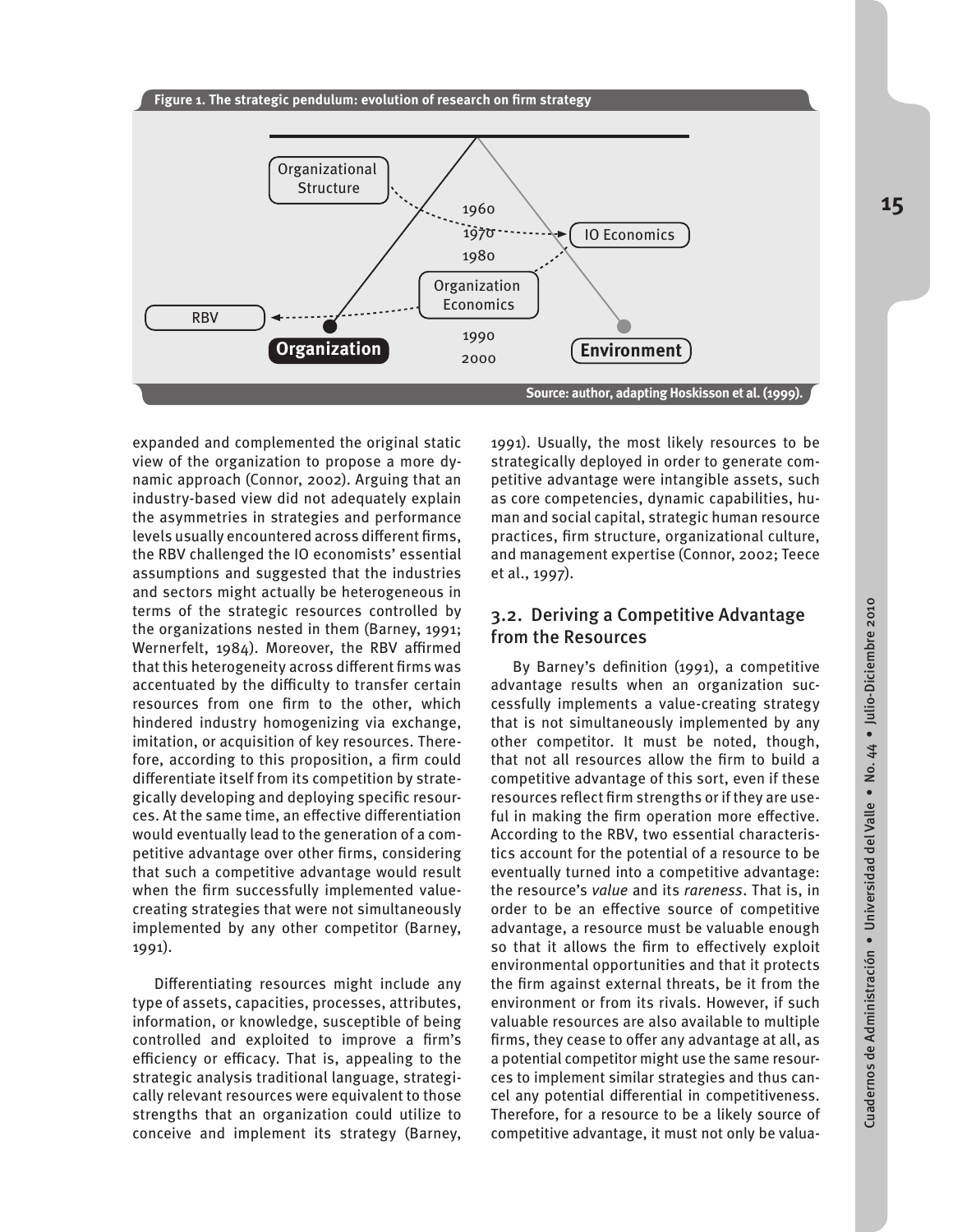**Figure 1. The strategic pendulum: evolution of research on firm strategy**

Source: author, adapting Hoskisson et al. (1999).

expanded and complemented the original static view of the organization to propose a more dynamic approach (Connor, 2002). Arguing that an industry-based view did not adequately explain the asymmetries in strategies and performance levels usually encountered across different firms, the RBV challenged the IO economists' essential assumptions and suggested that the industries and sectors might actually be heterogeneous in terms of the strategic resources controlled by the organizations nested in them (Barney, 1991; Wernerfelt, 1984). Moreover, the RBV affirmed that this heterogeneity across different firms was accentuated by the difficulty to transfer certain resources from one firm to the other, which hindered industry homogenizing via exchange, imitation, or acquisition of key resources. Therefore, according to this proposition, a firm could differentiate itself from its competition by strategically developing and deploying specific resources. At the same time, an effective differentiation would eventually lead to the generation of a competitive advantage over other firms, considering that such a competitive advantage would result when the firm successfully implemented value-creating strategies that were not simultaneously implemented by any other competitor (Barney, 1991).

Differentiating resources might include any type of assets, capacities, processes, attributes, information, or knowledge, susceptible of being controlled and exploited to improve a firm's efficiency or efficacy. That is, appealing to the strategic analysis traditional language, strategically relevant resources were equivalent to those strengths that an organization could utilize to conceive and implement its strategy (Barney, 1991). Usually, the most likely resources to be strategically deployed in order to generate competitive advantage were intangible assets, such as core competencies, dynamic capabilities, human and social capital, strategic human resource practices, firm structure, organizational culture, and management expertise (Connor, 2002; Teece et al., 1997).

## 3.2. Deriving a Competitive Advantage from the Resources

By Barney's definition (1991), a competitive advantage results when an organization successfully implements a value-creating strategy that is not simultaneously implemented by any other competitor. It must be noted, though, that not all resources allow the firm to build a competitive advantage of this sort, even if these resources reflect firm strengths or if they are useful in making the firm operation more effective. According to the RBV, two essential characteristics account for the potential of a resource to be eventually turned into a competitive advantage: the resource's *value* and its *rareness*. That is, in order to be an effective source of competitive advantage, a resource must be valuable enough so that it allows the firm to effectively exploit environmental opportunities and that it protects the firm against external threats, be it from the environment or from its rivals. However, if such valuable resources are also available to multiple firms, they cease to offer any advantage at all, as a potential competitor might use the same resources to implement similar strategies and thus cancel any potential differential in competitiveness. Therefore, for a resource to be a likely source of competitive advantage, it must not only be valua-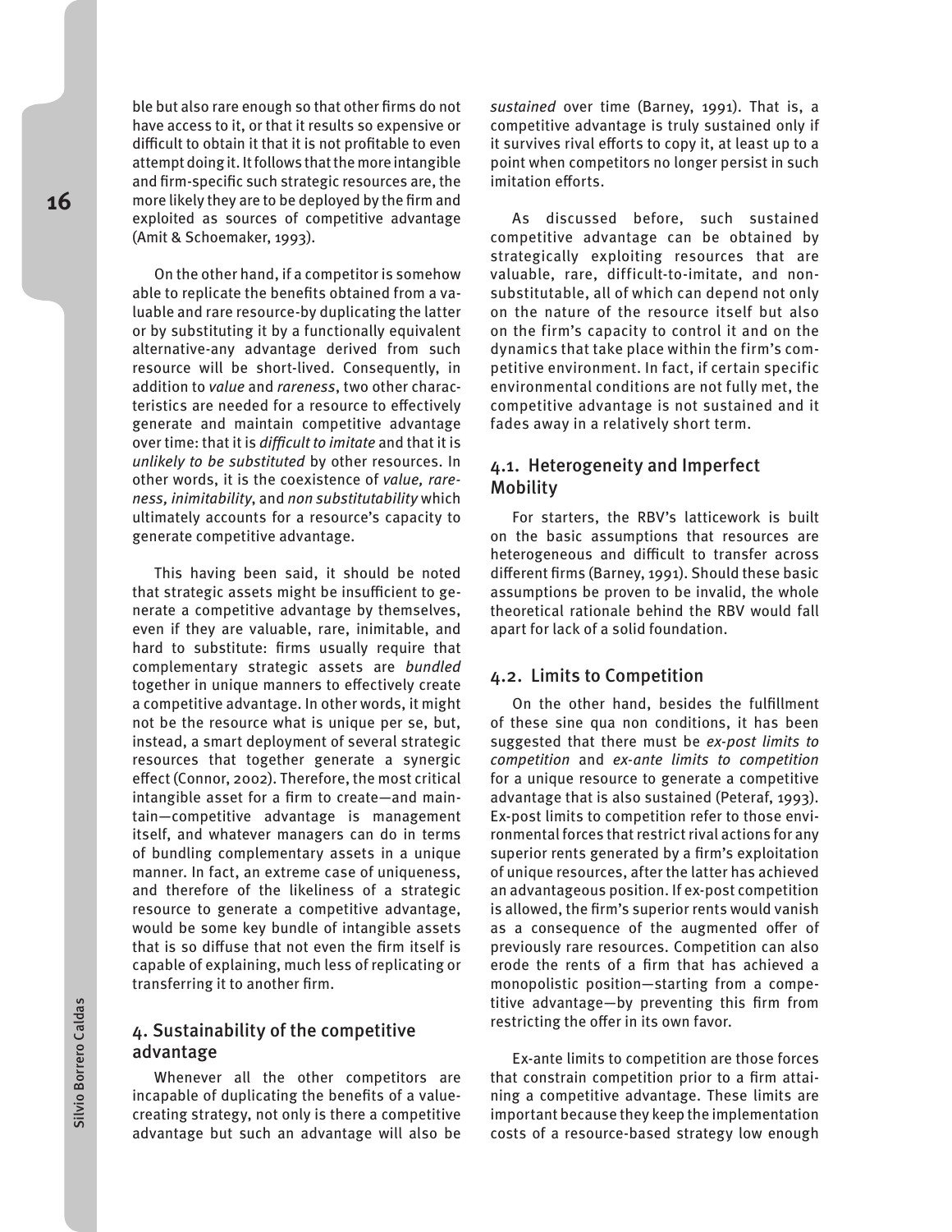ble but also rare enough so that other firms do not have access to it, or that it results so expensive or difficult to obtain it that it is not profitable to even attempt doing it. It follows that the more intangible and firm-specific such strategic resources are, the more likely they are to be deployed by the firm and exploited as sources of competitive advantage (Amit & Schoemaker, 1993).

On the other hand, if a competitor is somehow able to replicate the benefits obtained from a valuable and rare resource-by duplicating the latter or by substituting it by a functionally equivalent alternative-any advantage derived from such resource will be short-lived. Consequently, in addition to *value* and *rareness*, two other characteristics are needed for a resource to effectively generate and maintain competitive advantage over time: that it is *difficult to imitate* and that it is *unlikely to be substituted* by other resources. In other words, it is the coexistence of *value, rareness, inimitability*, and *non substitutability* which ultimately accounts for a resource's capacity to generate competitive advantage.

This having been said, it should be noted that strategic assets might be insufficient to generate a competitive advantage by themselves, even if they are valuable, rare, inimitable, and hard to substitute: firms usually require that complementary strategic assets are *bundled* together in unique manners to effectively create a competitive advantage. In other words, it might not be the resource what is unique per se, but, instead, a smart deployment of several strategic resources that together generate a synergic effect (Connor, 2002). Therefore, the most critical intangible asset for a firm to create—and maintain—competitive advantage is management itself, and whatever managers can do in terms of bundling complementary assets in a unique manner. In fact, an extreme case of uniqueness, and therefore of the likeliness of a strategic resource to generate a competitive advantage, would be some key bundle of intangible assets that is so diffuse that not even the firm itself is capable of explaining, much less of replicating or transferring it to another firm.

## 4. Sustainability of the competitive advantage

Whenever all the other competitors are incapable of duplicating the benefits of a value-creating strategy, not only is there a competitive advantage but such an advantage will also be *sustained* over time (Barney, 1991). That is, a competitive advantage is truly sustained only if it survives rival efforts to copy it, at least up to a point when competitors no longer persist in such imitation efforts.

As discussed before, such sustained competitive advantage can be obtained by strategically exploiting resources that are valuable, rare, difficult-to-imitate, and non-substitutable, all of which can depend not only on the nature of the resource itself but also on the firm's capacity to control it and on the dynamics that take place within the firm's competitive environment. In fact, if certain specific environmental conditions are not fully met, the competitive advantage is not sustained and it fades away in a relatively short term.

### 4.1. Heterogeneity and Imperfect Mobility

For starters, the RBV's latticework is built on the basic assumptions that resources are heterogeneous and difficult to transfer across different firms (Barney, 1991). Should these basic assumptions be proven to be invalid, the whole theoretical rationale behind the RBV would fall apart for lack of a solid foundation.

### 4.2. Limits to Competition

On the other hand, besides the fulfillment of these sine qua non conditions, it has been suggested that there must be *ex-post limits to competition* and *ex-ante limits to competition* for a unique resource to generate a competitive advantage that is also sustained (Peteraf, 1993). Ex-post limits to competition refer to those environmental forces that restrict rival actions for any superior rents generated by a firm's exploitation of unique resources, after the latter has achieved an advantageous position. If ex-post competition is allowed, the firm's superior rents would vanish as a consequence of the augmented offer of previously rare resources. Competition can also erode the rents of a firm that has achieved a monopolistic position—starting from a competitive advantage—by preventing this firm from restricting the offer in its own favor.

Ex-ante limits to competition are those forces that constrain competition prior to a firm attaining a competitive advantage. These limits are important because they keep the implementation costs of a resource-based strategy low enough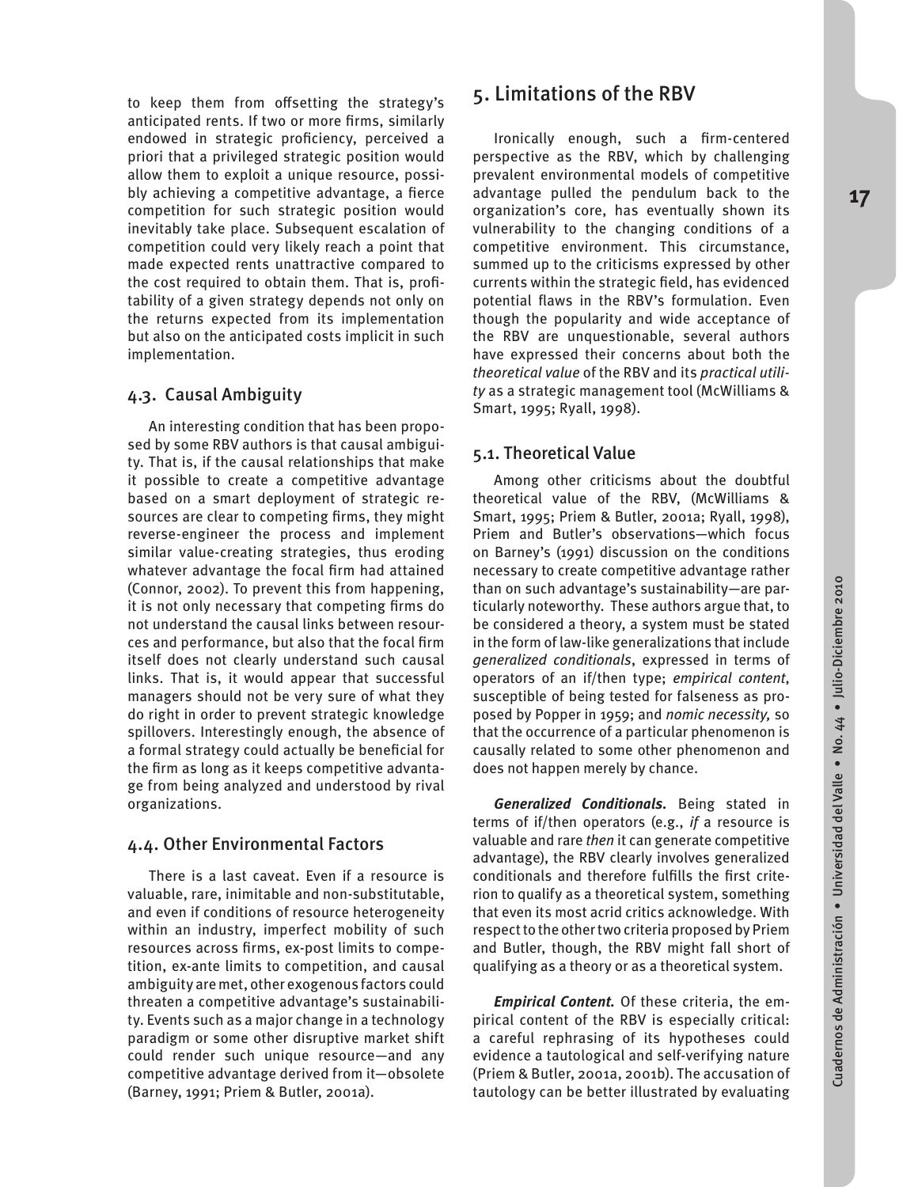to keep them from offsetting the strategy's anticipated rents. If two or more firms, similarly endowed in strategic proficiency, perceived a priori that a privileged strategic position would allow them to exploit a unique resource, possibly achieving a competitive advantage, a fierce competition for such strategic position would inevitably take place. Subsequent escalation of competition could very likely reach a point that made expected rents unattractive compared to the cost required to obtain them. That is, profitability of a given strategy depends not only on the returns expected from its implementation but also on the anticipated costs implicit in such implementation.

### 4.3. Causal Ambiguity

An interesting condition that has been proposed by some RBV authors is that causal ambiguity. That is, if the causal relationships that make it possible to create a competitive advantage based on a smart deployment of strategic resources are clear to competing firms, they might reverse-engineer the process and implement similar value-creating strategies, thus eroding whatever advantage the focal firm had attained (Connor, 2002). To prevent this from happening, it is not only necessary that competing firms do not understand the causal links between resources and performance, but also that the focal firm itself does not clearly understand such causal links. That is, it would appear that successful managers should not be very sure of what they do right in order to prevent strategic knowledge spillovers. Interestingly enough, the absence of a formal strategy could actually be beneficial for the firm as long as it keeps competitive advantage from being analyzed and understood by rival organizations.

### 4.4. Other Environmental Factors

There is a last caveat. Even if a resource is valuable, rare, inimitable and non-substitutable, and even if conditions of resource heterogeneity within an industry, imperfect mobility of such resources across firms, ex-post limits to competition, ex-ante limits to competition, and causal ambiguity are met, other exogenous factors could threaten a competitive advantage's sustainability. Events such as a major change in a technology paradigm or some other disruptive market shift could render such unique resource—and any competitive advantage derived from it—obsolete (Barney, 1991; Priem & Butler, 2001a).

## 5. Limitations of the RBV

Ironically enough, such a firm-centered perspective as the RBV, which by challenging prevalent environmental models of competitive advantage pulled the pendulum back to the organization's core, has eventually shown its vulnerability to the changing conditions of a competitive environment. This circumstance, summed up to the criticisms expressed by other currents within the strategic field, has evidenced potential flaws in the RBV's formulation. Even though the popularity and wide acceptance of the RBV are unquestionable, several authors have expressed their concerns about both the *theoretical value* of the RBV and its *practical utility* as a strategic management tool (McWilliams & Smart, 1995; Ryall, 1998).

### 5.1. Theoretical Value

Among other criticisms about the doubtful theoretical value of the RBV, (McWilliams & Smart, 1995; Priem & Butler, 2001a; Ryall, 1998), Priem and Butler's observations—which focus on Barney's (1991) discussion on the conditions necessary to create competitive advantage rather than on such advantage's sustainability—are particularly noteworthy. These authors argue that, to be considered a theory, a system must be stated in the form of law-like generalizations that include *generalized conditionals*, expressed in terms of operators of an if/then type; *empirical content*, susceptible of being tested for falseness as proposed by Popper in 1959; and *nomic necessity,* so that the occurrence of a particular phenomenon is causally related to some other phenomenon and does not happen merely by chance.

***Generalized Conditionals.*** Being stated in terms of if/then operators (e.g., *if* a resource is valuable and rare *then* it can generate competitive advantage), the RBV clearly involves generalized conditionals and therefore fulfills the first criterion to qualify as a theoretical system, something that even its most acrid critics acknowledge. With respect to the other two criteria proposed by Priem and Butler, though, the RBV might fall short of qualifying as a theory or as a theoretical system.

***Empirical Content.*** Of these criteria, the empirical content of the RBV is especially critical: a careful rephrasing of its hypotheses could evidence a tautological and self-verifying nature (Priem & Butler, 2001a, 2001b). The accusation of tautology can be better illustrated by evaluating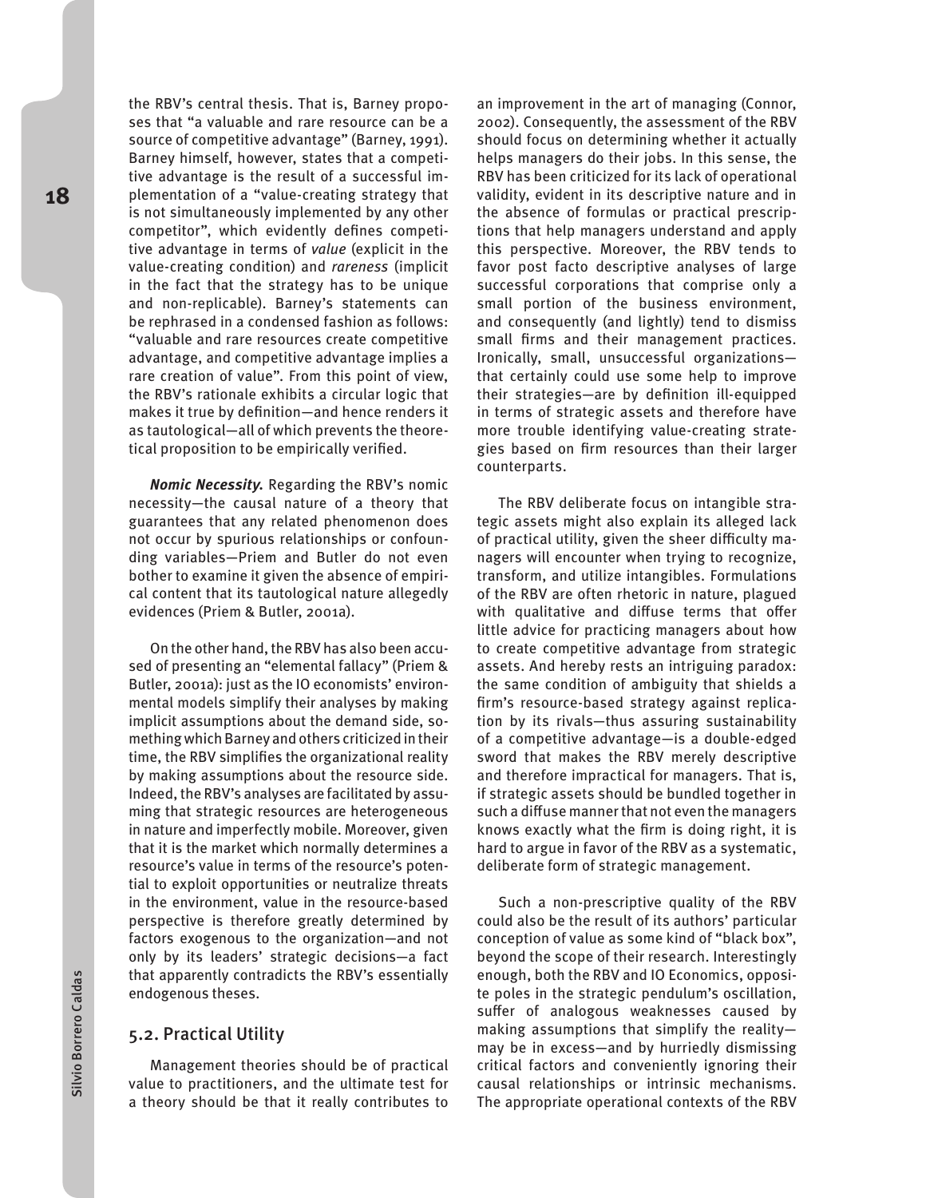the RBV's central thesis. That is, Barney proposes that "a valuable and rare resource can be a source of competitive advantage" (Barney, 1991). Barney himself, however, states that a competitive advantage is the result of a successful implementation of a "value-creating strategy that is not simultaneously implemented by any other competitor", which evidently defines competitive advantage in terms of *value* (explicit in the value-creating condition) and *rareness* (implicit in the fact that the strategy has to be unique and non-replicable). Barney's statements can be rephrased in a condensed fashion as follows: "valuable and rare resources create competitive advantage, and competitive advantage implies a rare creation of value". From this point of view, the RBV's rationale exhibits a circular logic that makes it true by definition—and hence renders it as tautological—all of which prevents the theoretical proposition to be empirically verified.

***Nomic Necessity.*** Regarding the RBV's nomic necessity—the causal nature of a theory that guarantees that any related phenomenon does not occur by spurious relationships or confounding variables—Priem and Butler do not even bother to examine it given the absence of empirical content that its tautological nature allegedly evidences (Priem & Butler, 2001a).

On the other hand, the RBV has also been accused of presenting an "elemental fallacy" (Priem & Butler, 2001a): just as the IO economists' environmental models simplify their analyses by making implicit assumptions about the demand side, something which Barney and others criticized in their time, the RBV simplifies the organizational reality by making assumptions about the resource side. Indeed, the RBV's analyses are facilitated by assuming that strategic resources are heterogeneous in nature and imperfectly mobile. Moreover, given that it is the market which normally determines a resource's value in terms of the resource's potential to exploit opportunities or neutralize threats in the environment, value in the resource-based perspective is therefore greatly determined by factors exogenous to the organization—and not only by its leaders' strategic decisions—a fact that apparently contradicts the RBV's essentially endogenous theses.

## 5.2. Practical Utility

Management theories should be of practical value to practitioners, and the ultimate test for a theory should be that it really contributes to an improvement in the art of managing (Connor, 2002). Consequently, the assessment of the RBV should focus on determining whether it actually helps managers do their jobs. In this sense, the RBV has been criticized for its lack of operational validity, evident in its descriptive nature and in the absence of formulas or practical prescriptions that help managers understand and apply this perspective. Moreover, the RBV tends to favor post facto descriptive analyses of large successful corporations that comprise only a small portion of the business environment, and consequently (and lightly) tend to dismiss small firms and their management practices. Ironically, small, unsuccessful organizations—that certainly could use some help to improve their strategies—are by definition ill-equipped in terms of strategic assets and therefore have more trouble identifying value-creating strategies based on firm resources than their larger counterparts.

The RBV deliberate focus on intangible strategic assets might also explain its alleged lack of practical utility, given the sheer difficulty managers will encounter when trying to recognize, transform, and utilize intangibles. Formulations of the RBV are often rhetoric in nature, plagued with qualitative and diffuse terms that offer little advice for practicing managers about how to create competitive advantage from strategic assets. And hereby rests an intriguing paradox: the same condition of ambiguity that shields a firm's resource-based strategy against replication by its rivals—thus assuring sustainability of a competitive advantage—is a double-edged sword that makes the RBV merely descriptive and therefore impractical for managers. That is, if strategic assets should be bundled together in such a diffuse manner that not even the managers knows exactly what the firm is doing right, it is hard to argue in favor of the RBV as a systematic, deliberate form of strategic management.

Such a non-prescriptive quality of the RBV could also be the result of its authors' particular conception of value as some kind of "black box", beyond the scope of their research. Interestingly enough, both the RBV and IO Economics, opposite poles in the strategic pendulum's oscillation, suffer of analogous weaknesses caused by making assumptions that simplify the reality—may be in excess—and by hurriedly dismissing critical factors and conveniently ignoring their causal relationships or intrinsic mechanisms. The appropriate operational contexts of the RBV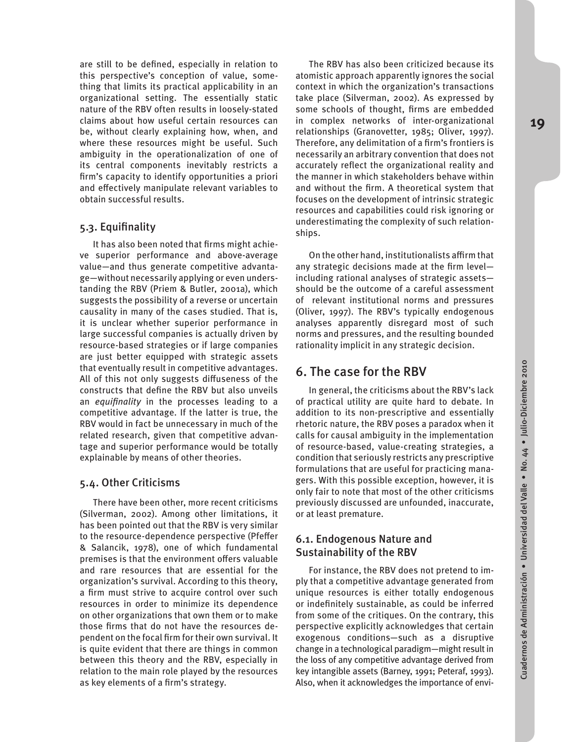are still to be defined, especially in relation to this perspective's conception of value, something that limits its practical applicability in an organizational setting. The essentially static nature of the RBV often results in loosely-stated claims about how useful certain resources can be, without clearly explaining how, when, and where these resources might be useful. Such ambiguity in the operationalization of one of its central components inevitably restricts a firm's capacity to identify opportunities a priori and effectively manipulate relevant variables to obtain successful results.

### 5.3. Equifinality

It has also been noted that firms might achieve superior performance and above-average value—and thus generate competitive advantage—without necessarily applying or even understanding the RBV (Priem & Butler, 2001a), which suggests the possibility of a reverse or uncertain causality in many of the cases studied. That is, it is unclear whether superior performance in large successful companies is actually driven by resource-based strategies or if large companies are just better equipped with strategic assets that eventually result in competitive advantages. All of this not only suggests diffuseness of the constructs that define the RBV but also unveils an *equifinality* in the processes leading to a competitive advantage. If the latter is true, the RBV would in fact be unnecessary in much of the related research, given that competitive advantage and superior performance would be totally explainable by means of other theories.

### 5.4. Other Criticisms

There have been other, more recent criticisms (Silverman, 2002). Among other limitations, it has been pointed out that the RBV is very similar to the resource-dependence perspective (Pfeffer & Salancik, 1978), one of which fundamental premises is that the environment offers valuable and rare resources that are essential for the organization's survival. According to this theory, a firm must strive to acquire control over such resources in order to minimize its dependence on other organizations that own them or to make those firms that do not have the resources dependent on the focal firm for their own survival. It is quite evident that there are things in common between this theory and the RBV, especially in relation to the main role played by the resources as key elements of a firm's strategy.

The RBV has also been criticized because its atomistic approach apparently ignores the social context in which the organization's transactions take place (Silverman, 2002). As expressed by some schools of thought, firms are embedded in complex networks of inter-organizational relationships (Granovetter, 1985; Oliver, 1997). Therefore, any delimitation of a firm's frontiers is necessarily an arbitrary convention that does not accurately reflect the organizational reality and the manner in which stakeholders behave within and without the firm. A theoretical system that focuses on the development of intrinsic strategic resources and capabilities could risk ignoring or underestimating the complexity of such relationships.

On the other hand, institutionalists affirm that any strategic decisions made at the firm level—including rational analyses of strategic assets—should be the outcome of a careful assessment of relevant institutional norms and pressures (Oliver, 1997). The RBV's typically endogenous analyses apparently disregard most of such norms and pressures, and the resulting bounded rationality implicit in any strategic decision.

## 6. The case for the RBV

In general, the criticisms about the RBV's lack of practical utility are quite hard to debate. In addition to its non-prescriptive and essentially rhetoric nature, the RBV poses a paradox when it calls for causal ambiguity in the implementation of resource-based, value-creating strategies, a condition that seriously restricts any prescriptive formulations that are useful for practicing managers. With this possible exception, however, it is only fair to note that most of the other criticisms previously discussed are unfounded, inaccurate, or at least premature.

### 6.1. Endogenous Nature and Sustainability of the RBV

For instance, the RBV does not pretend to imply that a competitive advantage generated from unique resources is either totally endogenous or indefinitely sustainable, as could be inferred from some of the critiques. On the contrary, this perspective explicitly acknowledges that certain exogenous conditions—such as a disruptive change in a technological paradigm—might result in the loss of any competitive advantage derived from key intangible assets (Barney, 1991; Peteraf, 1993). Also, when it acknowledges the importance of envi-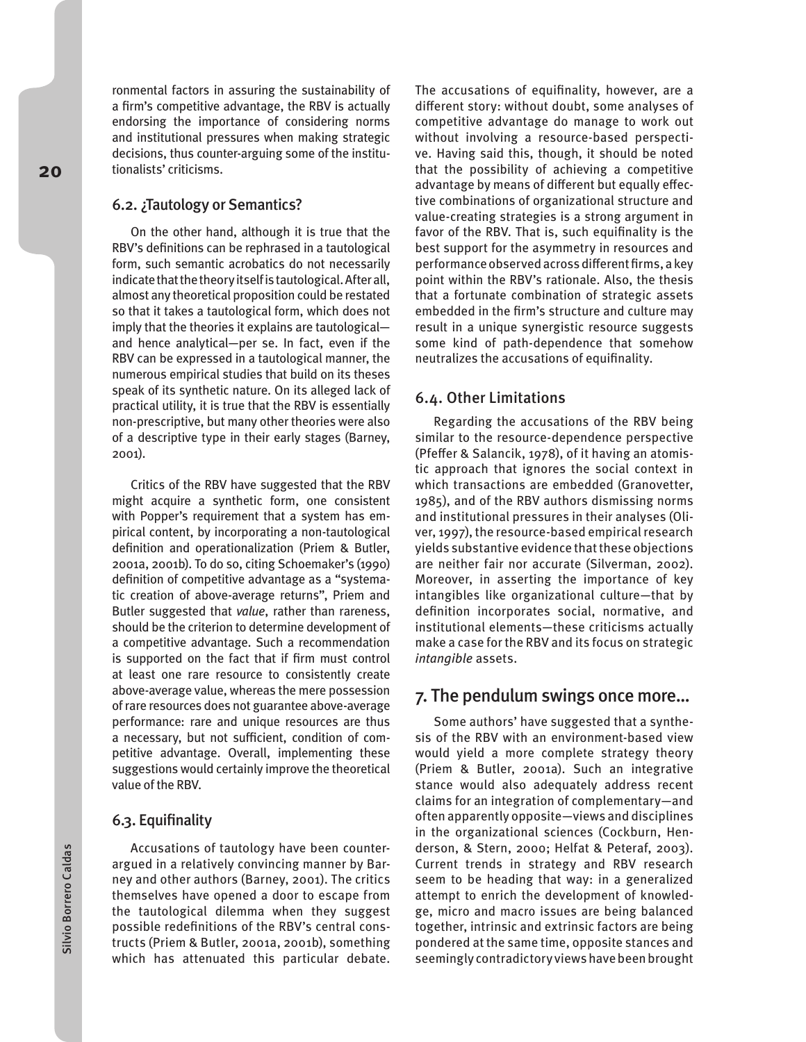ronmental factors in assuring the sustainability of a firm's competitive advantage, the RBV is actually endorsing the importance of considering norms and institutional pressures when making strategic decisions, thus counter-arguing some of the institutionalists' criticisms.

### 6.2. ¿Tautology or Semantics?

On the other hand, although it is true that the RBV's definitions can be rephrased in a tautological form, such semantic acrobatics do not necessarily indicate that the theory itself is tautological. After all, almost any theoretical proposition could be restated so that it takes a tautological form, which does not imply that the theories it explains are tautological—and hence analytical—per se. In fact, even if the RBV can be expressed in a tautological manner, the numerous empirical studies that build on its theses speak of its synthetic nature. On its alleged lack of practical utility, it is true that the RBV is essentially non-prescriptive, but many other theories were also of a descriptive type in their early stages (Barney, 2001).

Critics of the RBV have suggested that the RBV might acquire a synthetic form, one consistent with Popper's requirement that a system has empirical content, by incorporating a non-tautological definition and operationalization (Priem & Butler, 2001a, 2001b). To do so, citing Schoemaker's (1990) definition of competitive advantage as a "systematic creation of above-average returns", Priem and Butler suggested that *value*, rather than rareness, should be the criterion to determine development of a competitive advantage. Such a recommendation is supported on the fact that if firm must control at least one rare resource to consistently create above-average value, whereas the mere possession of rare resources does not guarantee above-average performance: rare and unique resources are thus a necessary, but not sufficient, condition of competitive advantage. Overall, implementing these suggestions would certainly improve the theoretical value of the RBV.

### 6.3. Equifinality

Accusations of tautology have been counter-argued in a relatively convincing manner by Barney and other authors (Barney, 2001). The critics themselves have opened a door to escape from the tautological dilemma when they suggest possible redefinitions of the RBV's central constructs (Priem & Butler, 2001a, 2001b), something which has attenuated this particular debate. The accusations of equifinality, however, are a different story: without doubt, some analyses of competitive advantage do manage to work out without involving a resource-based perspective. Having said this, though, it should be noted that the possibility of achieving a competitive advantage by means of different but equally effective combinations of organizational structure and value-creating strategies is a strong argument in favor of the RBV. That is, such equifinality is the best support for the asymmetry in resources and performance observed across different firms, a key point within the RBV's rationale. Also, the thesis that a fortunate combination of strategic assets embedded in the firm's structure and culture may result in a unique synergistic resource suggests some kind of path-dependence that somehow neutralizes the accusations of equifinality.

### 6.4. Other Limitations

Regarding the accusations of the RBV being similar to the resource-dependence perspective (Pfeffer & Salancik, 1978), of it having an atomistic approach that ignores the social context in which transactions are embedded (Granovetter, 1985), and of the RBV authors dismissing norms and institutional pressures in their analyses (Oliver, 1997), the resource-based empirical research yields substantive evidence that these objections are neither fair nor accurate (Silverman, 2002). Moreover, in asserting the importance of key intangibles like organizational culture—that by definition incorporates social, normative, and institutional elements—these criticisms actually make a case for the RBV and its focus on strategic *intangible* assets.

## 7. The pendulum swings once more...

Some authors' have suggested that a synthesis of the RBV with an environment-based view would yield a more complete strategy theory (Priem & Butler, 2001a). Such an integrative stance would also adequately address recent claims for an integration of complementary—and often apparently opposite—views and disciplines in the organizational sciences (Cockburn, Henderson, & Stern, 2000; Helfat & Peteraf, 2003). Current trends in strategy and RBV research seem to be heading that way: in a generalized attempt to enrich the development of knowledge, micro and macro issues are being balanced together, intrinsic and extrinsic factors are being pondered at the same time, opposite stances and seemingly contradictory views have been brought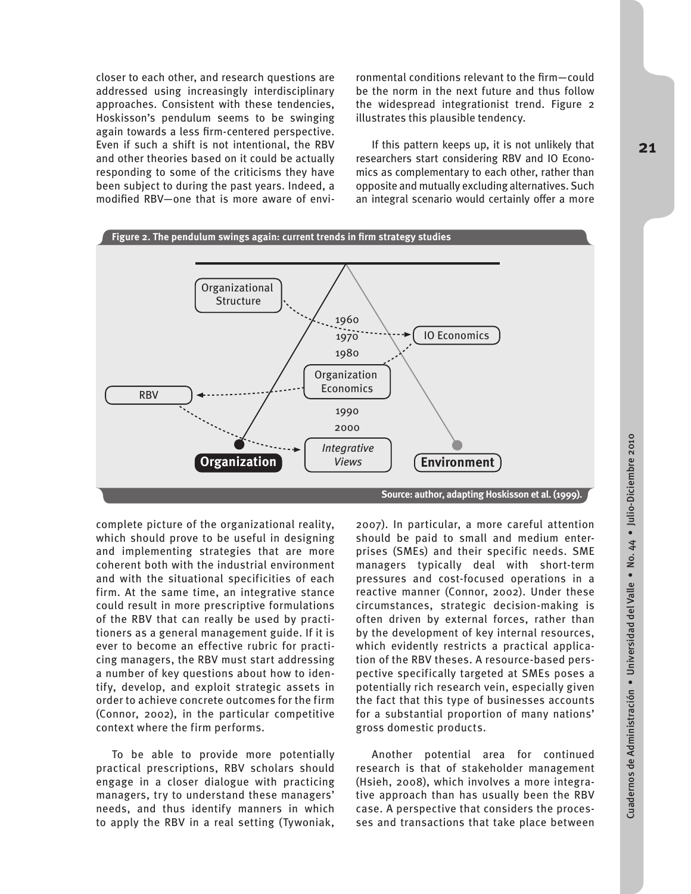closer to each other, and research questions are addressed using increasingly interdisciplinary approaches. Consistent with these tendencies, Hoskisson's pendulum seems to be swinging again towards a less firm-centered perspective. Even if such a shift is not intentional, the RBV and other theories based on it could be actually responding to some of the criticisms they have been subject to during the past years. Indeed, a modified RBV—one that is more aware of environmental conditions relevant to the firm—could be the norm in the next future and thus follow the widespread integrationist trend. Figure 2 illustrates this plausible tendency.

If this pattern keeps up, it is not unlikely that researchers start considering RBV and IO Economics as complementary to each other, rather than opposite and mutually excluding alternatives. Such an integral scenario would certainly offer a more complete picture of the organizational reality, which should prove to be useful in designing and implementing strategies that are more coherent both with the industrial environment and with the situational specificities of each firm. At the same time, an integrative stance could result in more prescriptive formulations of the RBV that can really be used by practitioners as a general management guide. If it is ever to become an effective rubric for practicing managers, the RBV must start addressing a number of key questions about how to identify, develop, and exploit strategic assets in order to achieve concrete outcomes for the firm (Connor, 2002), in the particular competitive context where the firm performs.

**Figure 2. The pendulum swings again: current trends in firm strategy studies**

Source: author, adapting Hoskisson et al. (1999).

To be able to provide more potentially practical prescriptions, RBV scholars should engage in a closer dialogue with practicing managers, try to understand these managers' needs, and thus identify manners in which to apply the RBV in a real setting (Tywoniak, 2007). In particular, a more careful attention should be paid to small and medium enterprises (SMEs) and their specific needs. SME managers typically deal with short-term pressures and cost-focused operations in a reactive manner (Connor, 2002). Under these circumstances, strategic decision-making is often driven by external forces, rather than by the development of key internal resources, which evidently restricts a practical application of the RBV theses. A resource-based perspective specifically targeted at SMEs poses a potentially rich research vein, especially given the fact that this type of businesses accounts for a substantial proportion of many nations' gross domestic products.

Another potential area for continued research is that of stakeholder management (Hsieh, 2008), which involves a more integrative approach than has usually been the RBV case. A perspective that considers the processes and transactions that take place between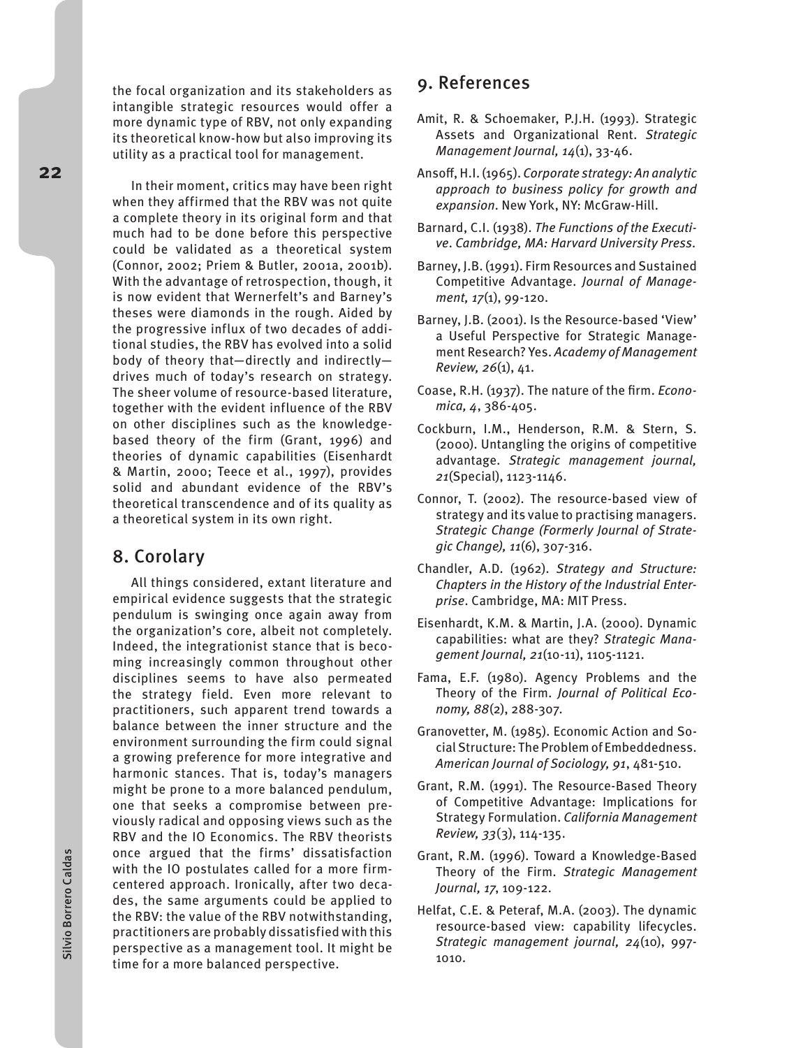the focal organization and its stakeholders as intangible strategic resources would offer a more dynamic type of RBV, not only expanding its theoretical know-how but also improving its utility as a practical tool for management.

In their moment, critics may have been right when they affirmed that the RBV was not quite a complete theory in its original form and that much had to be done before this perspective could be validated as a theoretical system (Connor, 2002; Priem & Butler, 2001a, 2001b). With the advantage of retrospection, though, it is now evident that Wernerfelt's and Barney's theses were diamonds in the rough. Aided by the progressive influx of two decades of additional studies, the RBV has evolved into a solid body of theory that—directly and indirectly—drives much of today's research on strategy. The sheer volume of resource-based literature, together with the evident influence of the RBV on other disciplines such as the knowledge-based theory of the firm (Grant, 1996) and theories of dynamic capabilities (Eisenhardt & Martin, 2000; Teece et al., 1997), provides solid and abundant evidence of the RBV's theoretical transcendence and of its quality as a theoretical system in its own right.

## 8. Corolary

All things considered, extant literature and empirical evidence suggests that the strategic pendulum is swinging once again away from the organization's core, albeit not completely. Indeed, the integrationist stance that is becoming increasingly common throughout other disciplines seems to have also permeated the strategy field. Even more relevant to practitioners, such apparent trend towards a balance between the inner structure and the environment surrounding the firm could signal a growing preference for more integrative and harmonic stances. That is, today's managers might be prone to a more balanced pendulum, one that seeks a compromise between previously radical and opposing views such as the RBV and the IO Economics. The RBV theorists once argued that the firms' dissatisfaction with the IO postulates called for a more firm-centered approach. Ironically, after two decades, the same arguments could be applied to the RBV: the value of the RBV notwithstanding, practitioners are probably dissatisfied with this perspective as a management tool. It might be time for a more balanced perspective.

## 9. References

Amit, R. & Schoemaker, P.J.H. (1993). Strategic Assets and Organizational Rent. *Strategic Management Journal, 14*(1), 33-46.

Ansoff, H.I. (1965). *Corporate strategy: An analytic approach to business policy for growth and expansion*. New York, NY: McGraw-Hill.

Barnard, C.I. (1938). *The Functions of the Executive. Cambridge, MA: Harvard University Press.*

Barney, J.B. (1991). Firm Resources and Sustained Competitive Advantage. *Journal of Management, 17*(1), 99-120.

Barney, J.B. (2001). Is the Resource-based 'View' a Useful Perspective for Strategic Management Research? Yes. *Academy of Management Review, 26*(1), 41.

Coase, R.H. (1937). The nature of the firm. *Economica, 4*, 386-405.

Cockburn, I.M., Henderson, R.M. & Stern, S. (2000). Untangling the origins of competitive advantage. *Strategic management journal, 21*(Special), 1123-1146.

Connor, T. (2002). The resource-based view of strategy and its value to practising managers. *Strategic Change (Formerly Journal of Strategic Change), 11*(6), 307-316.

Chandler, A.D. (1962). *Strategy and Structure: Chapters in the History of the Industrial Enterprise*. Cambridge, MA: MIT Press.

Eisenhardt, K.M. & Martin, J.A. (2000). Dynamic capabilities: what are they? *Strategic Management Journal, 21*(10-11), 1105-1121.

Fama, E.F. (1980). Agency Problems and the Theory of the Firm. *Journal of Political Economy, 88*(2), 288-307.

Granovetter, M. (1985). Economic Action and Social Structure: The Problem of Embeddedness. *American Journal of Sociology, 91*, 481-510.

Grant, R.M. (1991). The Resource-Based Theory of Competitive Advantage: Implications for Strategy Formulation. *California Management Review, 33*(3), 114-135.

Grant, R.M. (1996). Toward a Knowledge-Based Theory of the Firm. *Strategic Management Journal, 17*, 109-122.

Helfat, C.E. & Peteraf, M.A. (2003). The dynamic resource-based view: capability lifecycles. *Strategic management journal, 24*(10), 997-1010.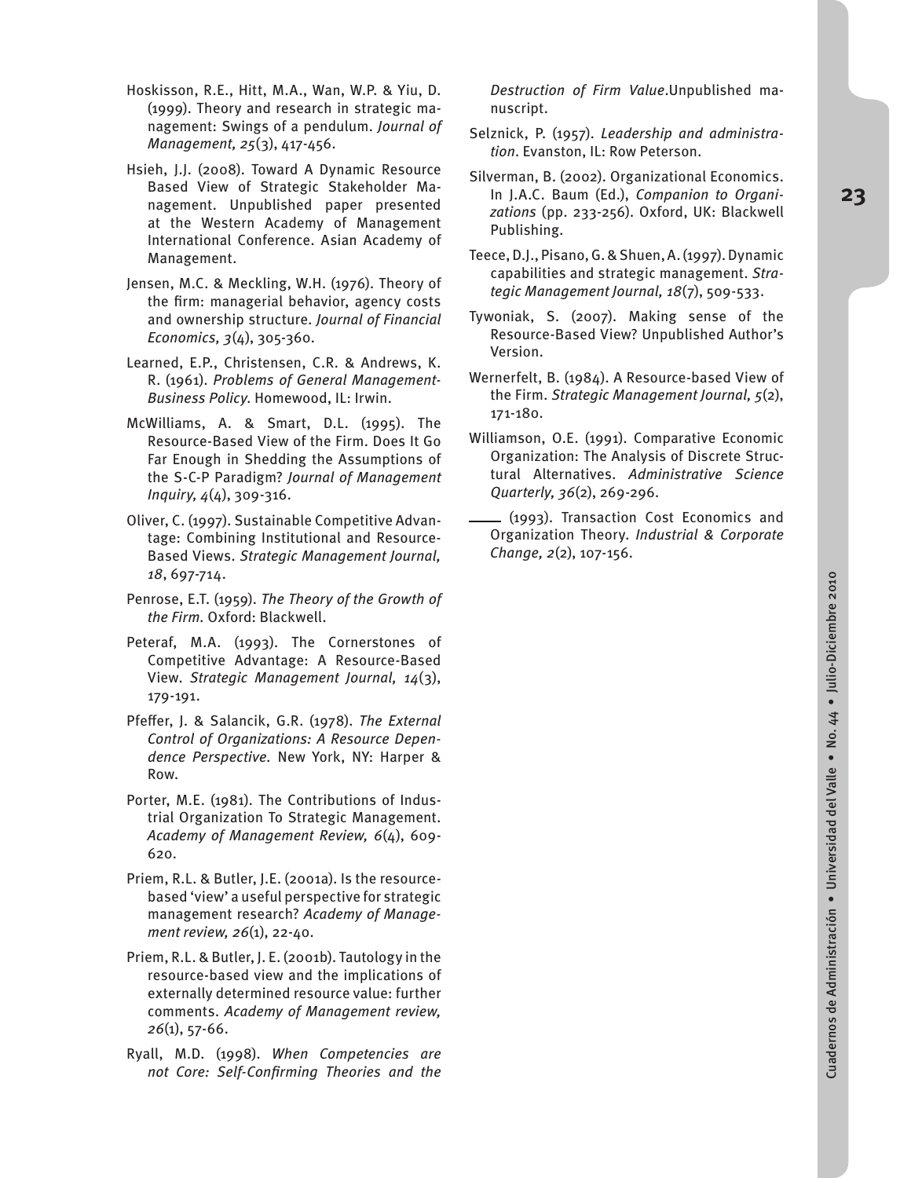Hoskisson, R.E., Hitt, M.A., Wan, W.P. & Yiu, D. (1999). Theory and research in strategic management: Swings of a pendulum. *Journal of Management, 25*(3), 417-456.

Hsieh, J.J. (2008). Toward A Dynamic Resource Based View of Strategic Stakeholder Management. Unpublished paper presented at the Western Academy of Management International Conference. Asian Academy of Management.

Jensen, M.C. & Meckling, W.H. (1976). Theory of the firm: managerial behavior, agency costs and ownership structure. *Journal of Financial Economics, 3*(4), 305-360.

Learned, E.P., Christensen, C.R. & Andrews, K. R. (1961). *Problems of General Management-Business Policy*. Homewood, IL: Irwin.

McWilliams, A. & Smart, D.L. (1995). The Resource-Based View of the Firm. Does It Go Far Enough in Shedding the Assumptions of the S-C-P Paradigm? *Journal of Management Inquiry, 4*(4), 309-316.

Oliver, C. (1997). Sustainable Competitive Advantage: Combining Institutional and Resource-Based Views. *Strategic Management Journal, 18*, 697-714.

Penrose, E.T. (1959). *The Theory of the Growth of the Firm*. Oxford: Blackwell.

Peteraf, M.A. (1993). The Cornerstones of Competitive Advantage: A Resource-Based View. *Strategic Management Journal, 14*(3), 179-191.

Pfeffer, J. & Salancik, G.R. (1978). *The External Control of Organizations: A Resource Dependence Perspective*. New York, NY: Harper & Row.

Porter, M.E. (1981). The Contributions of Industrial Organization To Strategic Management. *Academy of Management Review, 6*(4), 609-620.

Priem, R.L. & Butler, J.E. (2001a). Is the resource-based 'view' a useful perspective for strategic management research? *Academy of Management review, 26*(1), 22-40.

Priem, R.L. & Butler, J. E. (2001b). Tautology in the resource-based view and the implications of externally determined resource value: further comments. *Academy of Management review, 26*(1), 57-66.

Ryall, M.D. (1998). *When Competencies are not Core: Self-Confirming Theories and the Destruction of Firm Value*. Unpublished manuscript.

Selznick, P. (1957). *Leadership and administration*. Evanston, IL: Row Peterson.

Silverman, B. (2002). Organizational Economics. In J.A.C. Baum (Ed.), *Companion to Organizations* (pp. 233-256). Oxford, UK: Blackwell Publishing.

Teece, D.J., Pisano, G. & Shuen, A. (1997). Dynamic capabilities and strategic management. *Strategic Management Journal, 18*(7), 509-533.

Tywoniak, S. (2007). Making sense of the Resource-Based View? Unpublished Author's Version.

Wernerfelt, B. (1984). A Resource-based View of the Firm. *Strategic Management Journal, 5*(2), 171-180.

Williamson, O.E. (1991). Comparative Economic Organization: The Analysis of Discrete Structural Alternatives. *Administrative Science Quarterly, 36*(2), 269-296.

\_\_\_\_ (1993). Transaction Cost Economics and Organization Theory. *Industrial & Corporate Change, 2*(2), 107-156.